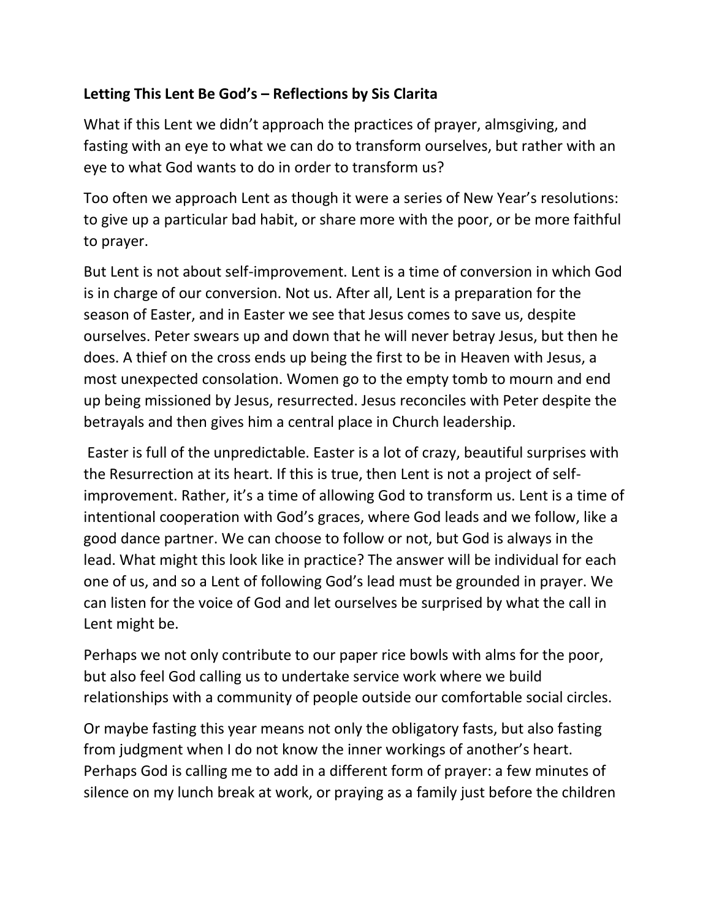**Letting This Lent Be God's – Reflections by Sis Clarita**

What if this Lent we didn't approach the practices of prayer, almsgiving, and fasting with an eye to what we can do to transform ourselves, but rather with an eye to what God wants to do in order to transform us?

Too often we approach Lent as though it were a series of New Year's resolutions: to give up a particular bad habit, or share more with the poor, or be more faithful to prayer.

But Lent is not about self-improvement. Lent is a time of conversion in which God is in charge of our conversion. Not us. After all, Lent is a preparation for the season of Easter, and in Easter we see that Jesus comes to save us, despite ourselves. Peter swears up and down that he will never betray Jesus, but then he does. A thief on the cross ends up being the first to be in Heaven with Jesus, a most unexpected consolation. Women go to the empty tomb to mourn and end up being missioned by Jesus, resurrected. Jesus reconciles with Peter despite the betrayals and then gives him a central place in Church leadership.

Easter is full of the unpredictable. Easter is a lot of crazy, beautiful surprises with the Resurrection at its heart. If this is true, then Lent is not a project of self-improvement. Rather, it's a time of allowing God to transform us. Lent is a time of intentional cooperation with God's graces, where God leads and we follow, like a good dance partner. We can choose to follow or not, but God is always in the lead. What might this look like in practice? The answer will be individual for each one of us, and so a Lent of following God's lead must be grounded in prayer. We can listen for the voice of God and let ourselves be surprised by what the call in Lent might be.

Perhaps we not only contribute to our paper rice bowls with alms for the poor, but also feel God calling us to undertake service work where we build relationships with a community of people outside our comfortable social circles.

Or maybe fasting this year means not only the obligatory fasts, but also fasting from judgment when I do not know the inner workings of another's heart. Perhaps God is calling me to add in a different form of prayer: a few minutes of silence on my lunch break at work, or praying as a family just before the children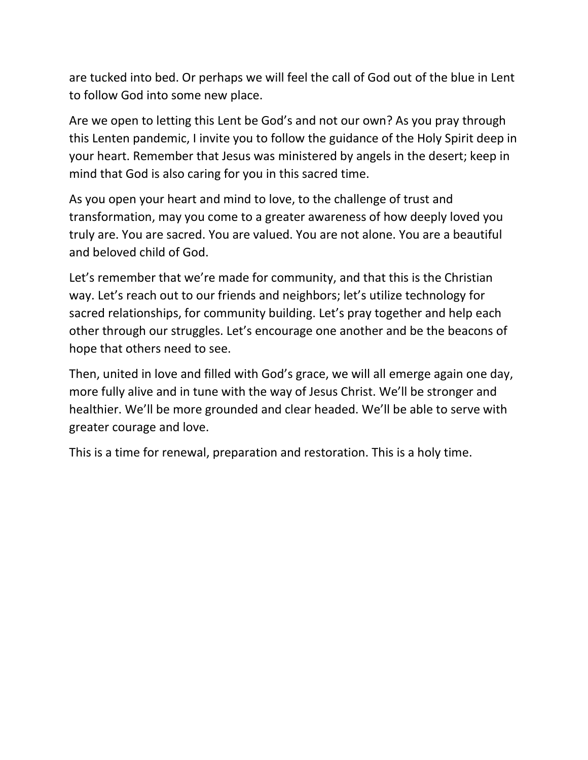are tucked into bed. Or perhaps we will feel the call of God out of the blue in Lent to follow God into some new place.

Are we open to letting this Lent be God's and not our own? As you pray through this Lenten pandemic, I invite you to follow the guidance of the Holy Spirit deep in your heart. Remember that Jesus was ministered by angels in the desert; keep in mind that God is also caring for you in this sacred time.

As you open your heart and mind to love, to the challenge of trust and transformation, may you come to a greater awareness of how deeply loved you truly are. You are sacred. You are valued. You are not alone. You are a beautiful and beloved child of God.

Let's remember that we're made for community, and that this is the Christian way. Let's reach out to our friends and neighbors; let's utilize technology for sacred relationships, for community building. Let's pray together and help each other through our struggles. Let's encourage one another and be the beacons of hope that others need to see.

Then, united in love and filled with God's grace, we will all emerge again one day, more fully alive and in tune with the way of Jesus Christ. We'll be stronger and healthier. We'll be more grounded and clear headed. We'll be able to serve with greater courage and love.

This is a time for renewal, preparation and restoration. This is a holy time.